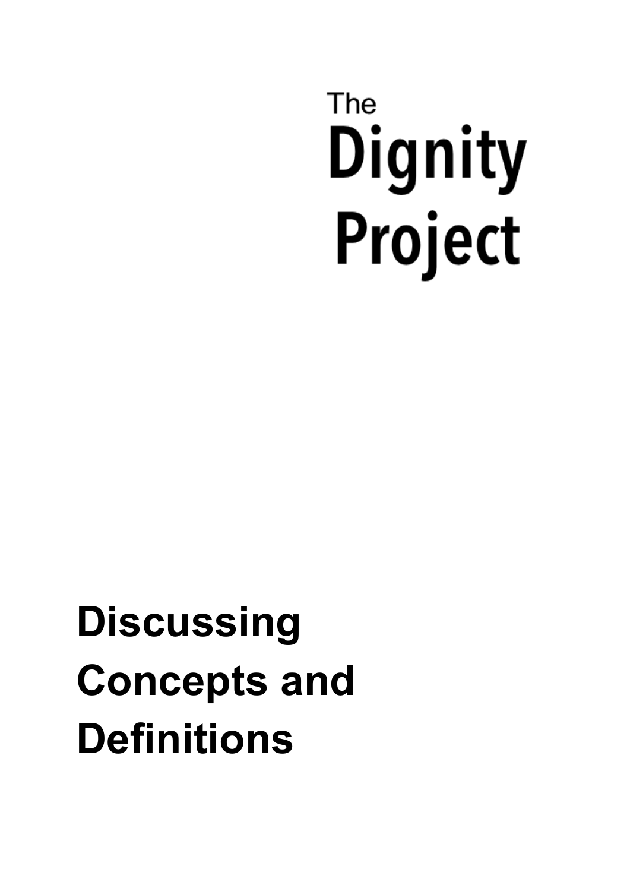# The Dignity Project

# Discussing Concepts and Definitions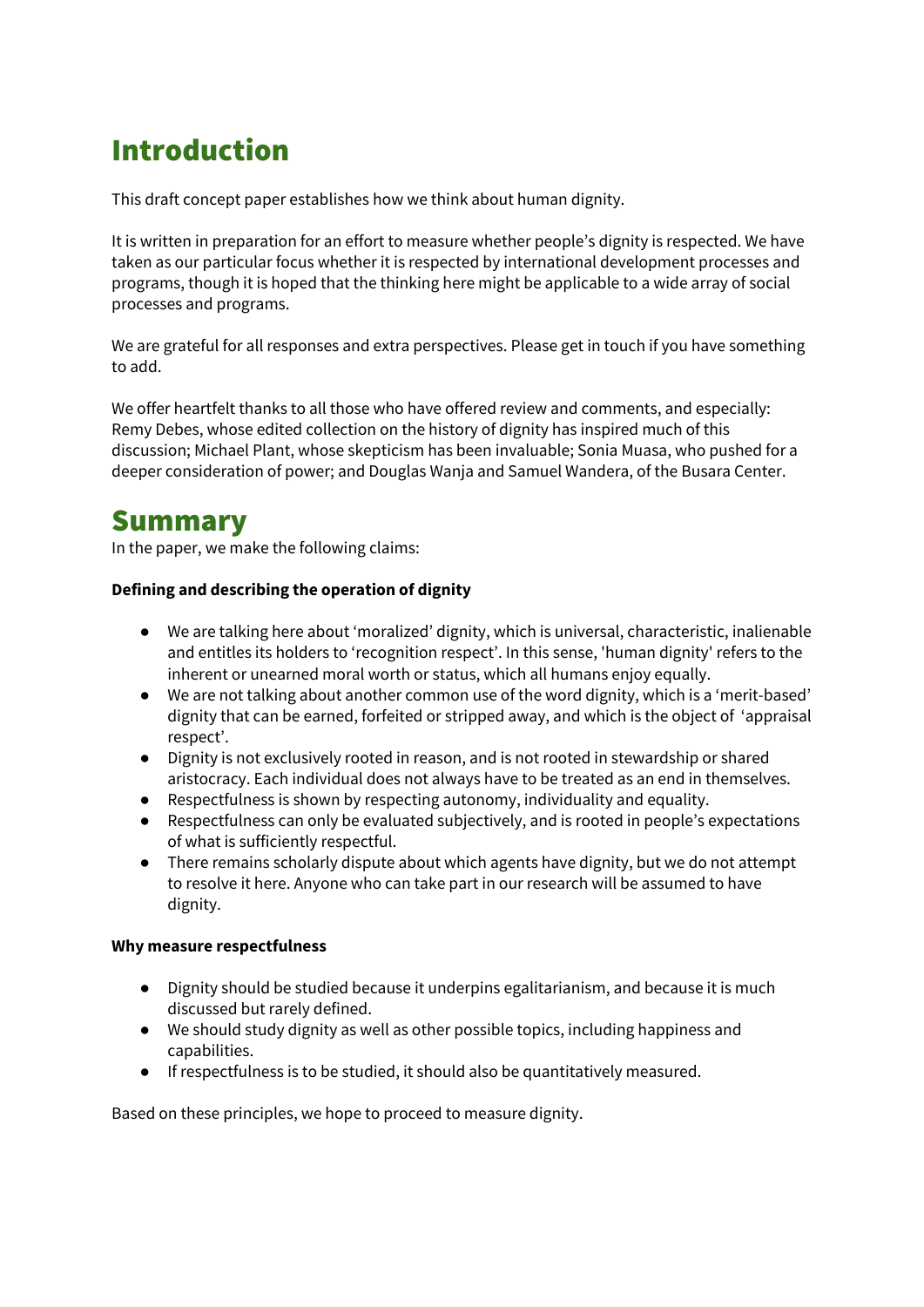# Introduction

This draft concept paper establishes how we think about human dignity.

It is written in preparation for an effort to measure whether people's dignity is respected. We have taken as our particular focus whether it is respected by international development processes and programs, though it is hoped that the thinking here might be applicable to a wide array of social processes and programs.

We are grateful for all responses and extra perspectives. Please get in touch if you have something to add.

We offer heartfelt thanks to all those who have offered review and comments, and especially: Remy Debes, whose edited collection on the history of dignity has inspired much of this discussion; Michael Plant, whose skepticism has been invaluable; Sonia Muasa, who pushed for a deeper consideration of power; and Douglas Wanja and Samuel Wandera, of the Busara Center.

# Summary

In the paper, we make the following claims:

**Defining and describing the operation of dignity**

- We are talking here about 'moralized' dignity, which is universal, characteristic, inalienable and entitles its holders to 'recognition respect'. In this sense, 'human dignity' refers to the inherent or unearned moral worth or status, which all humans enjoy equally.
- We are not talking about another common use of the word dignity, which is a 'merit-based' dignity that can be earned, forfeited or stripped away, and which is the object of 'appraisal respect'.
- Dignity is not exclusively rooted in reason, and is not rooted in stewardship or shared aristocracy. Each individual does not always have to be treated as an end in themselves.
- Respectfulness is shown by respecting autonomy, individuality and equality.
- Respectfulness can only be evaluated subjectively, and is rooted in people's expectations of what is sufficiently respectful.
- There remains scholarly dispute about which agents have dignity, but we do not attempt to resolve it here. Anyone who can take part in our research will be assumed to have dignity.

**Why measure respectfulness**

- Dignity should be studied because it underpins egalitarianism, and because it is much discussed but rarely defined.
- We should study dignity as well as other possible topics, including happiness and capabilities.
- If respectfulness is to be studied, it should also be quantitatively measured.

Based on these principles, we hope to proceed to measure dignity.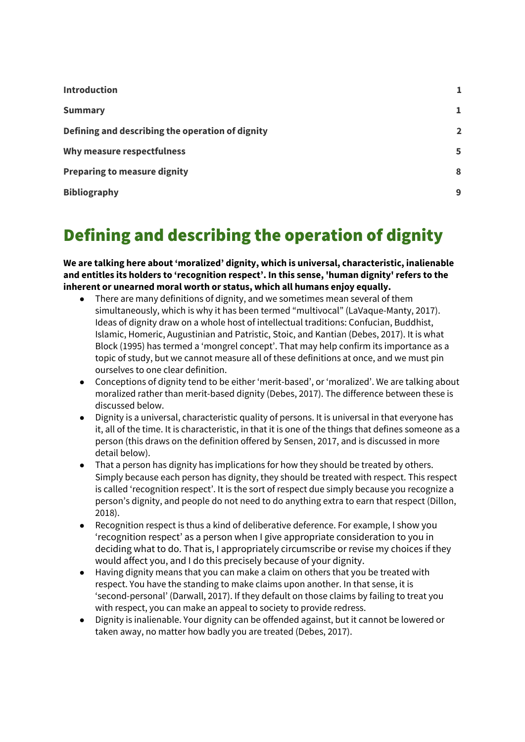| | |
|---|---|
| **Introduction** | **1** |
| **Summary** | **1** |
| **Defining and describing the operation of dignity** | **2** |
| **Why measure respectfulness** | **5** |
| **Preparing to measure dignity** | **8** |
| **Bibliography** | **9** |

# Defining and describing the operation of dignity

**We are talking here about 'moralized' dignity, which is universal, characteristic, inalienable and entitles its holders to 'recognition respect'. In this sense, 'human dignity' refers to the inherent or unearned moral worth or status, which all humans enjoy equally.**

- There are many definitions of dignity, and we sometimes mean several of them simultaneously, which is why it has been termed "multivocal" (LaVaque-Manty, 2017). Ideas of dignity draw on a whole host of intellectual traditions: Confucian, Buddhist, Islamic, Homeric, Augustinian and Patristic, Stoic, and Kantian (Debes, 2017). It is what Block (1995) has termed a 'mongrel concept'. That may help confirm its importance as a topic of study, but we cannot measure all of these definitions at once, and we must pin ourselves to one clear definition.
- Conceptions of dignity tend to be either 'merit-based', or 'moralized'. We are talking about moralized rather than merit-based dignity (Debes, 2017). The difference between these is discussed below.
- Dignity is a universal, characteristic quality of persons. It is universal in that everyone has it, all of the time. It is characteristic, in that it is one of the things that defines someone as a person (this draws on the definition offered by Sensen, 2017, and is discussed in more detail below).
- That a person has dignity has implications for how they should be treated by others. Simply because each person has dignity, they should be treated with respect. This respect is called 'recognition respect'. It is the sort of respect due simply because you recognize a person's dignity, and people do not need to do anything extra to earn that respect (Dillon, 2018).
- Recognition respect is thus a kind of deliberative deference. For example, I show you 'recognition respect' as a person when I give appropriate consideration to you in deciding what to do. That is, I appropriately circumscribe or revise my choices if they would affect you, and I do this precisely because of your dignity.
- Having dignity means that you can make a claim on others that you be treated with respect. You have the standing to make claims upon another. In that sense, it is 'second-personal' (Darwall, 2017). If they default on those claims by failing to treat you with respect, you can make an appeal to society to provide redress.
- Dignity is inalienable. Your dignity can be offended against, but it cannot be lowered or taken away, no matter how badly you are treated (Debes, 2017).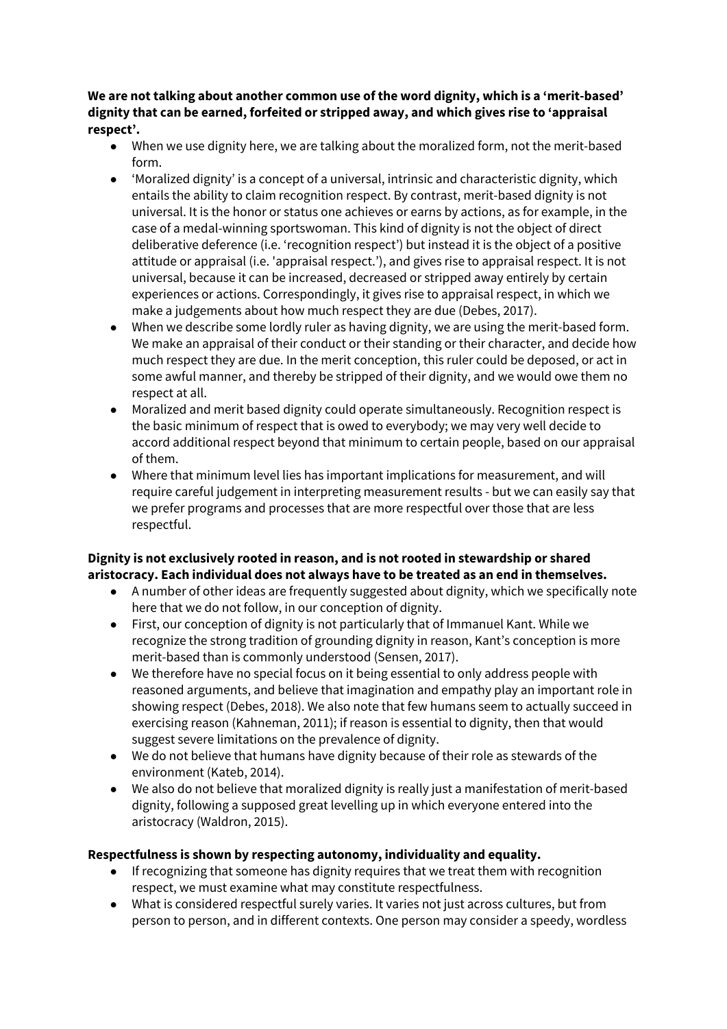**We are not talking about another common use of the word dignity, which is a 'merit-based' dignity that can be earned, forfeited or stripped away, and which gives rise to 'appraisal respect'.**

- When we use dignity here, we are talking about the moralized form, not the merit-based form.
- 'Moralized dignity' is a concept of a universal, intrinsic and characteristic dignity, which entails the ability to claim recognition respect. By contrast, merit-based dignity is not universal. It is the honor or status one achieves or earns by actions, as for example, in the case of a medal-winning sportswoman. This kind of dignity is not the object of direct deliberative deference (i.e. 'recognition respect') but instead it is the object of a positive attitude or appraisal (i.e. 'appraisal respect.'), and gives rise to appraisal respect. It is not universal, because it can be increased, decreased or stripped away entirely by certain experiences or actions. Correspondingly, it gives rise to appraisal respect, in which we make a judgements about how much respect they are due (Debes, 2017).
- When we describe some lordly ruler as having dignity, we are using the merit-based form. We make an appraisal of their conduct or their standing or their character, and decide how much respect they are due. In the merit conception, this ruler could be deposed, or act in some awful manner, and thereby be stripped of their dignity, and we would owe them no respect at all.
- Moralized and merit based dignity could operate simultaneously. Recognition respect is the basic minimum of respect that is owed to everybody; we may very well decide to accord additional respect beyond that minimum to certain people, based on our appraisal of them.
- Where that minimum level lies has important implications for measurement, and will require careful judgement in interpreting measurement results - but we can easily say that we prefer programs and processes that are more respectful over those that are less respectful.

**Dignity is not exclusively rooted in reason, and is not rooted in stewardship or shared aristocracy. Each individual does not always have to be treated as an end in themselves.**

- A number of other ideas are frequently suggested about dignity, which we specifically note here that we do not follow, in our conception of dignity.
- First, our conception of dignity is not particularly that of Immanuel Kant. While we recognize the strong tradition of grounding dignity in reason, Kant's conception is more merit-based than is commonly understood (Sensen, 2017).
- We therefore have no special focus on it being essential to only address people with reasoned arguments, and believe that imagination and empathy play an important role in showing respect (Debes, 2018). We also note that few humans seem to actually succeed in exercising reason (Kahneman, 2011); if reason is essential to dignity, then that would suggest severe limitations on the prevalence of dignity.
- We do not believe that humans have dignity because of their role as stewards of the environment (Kateb, 2014).
- We also do not believe that moralized dignity is really just a manifestation of merit-based dignity, following a supposed great levelling up in which everyone entered into the aristocracy (Waldron, 2015).

**Respectfulness is shown by respecting autonomy, individuality and equality.**

- If recognizing that someone has dignity requires that we treat them with recognition respect, we must examine what may constitute respectfulness.
- What is considered respectful surely varies. It varies not just across cultures, but from person to person, and in different contexts. One person may consider a speedy, wordless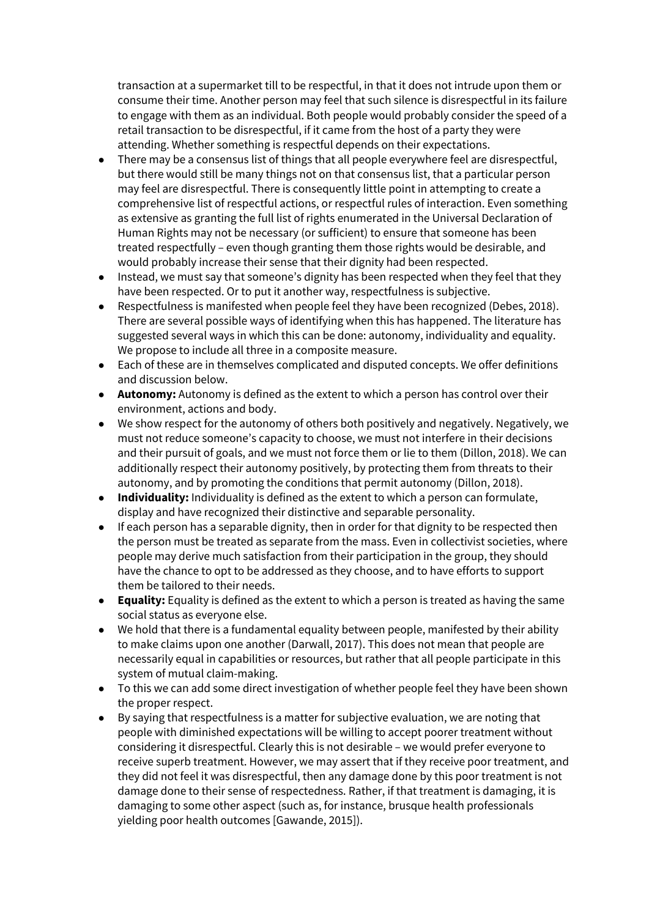transaction at a supermarket till to be respectful, in that it does not intrude upon them or consume their time. Another person may feel that such silence is disrespectful in its failure to engage with them as an individual. Both people would probably consider the speed of a retail transaction to be disrespectful, if it came from the host of a party they were attending. Whether something is respectful depends on their expectations.

- There may be a consensus list of things that all people everywhere feel are disrespectful, but there would still be many things not on that consensus list, that a particular person may feel are disrespectful. There is consequently little point in attempting to create a comprehensive list of respectful actions, or respectful rules of interaction. Even something as extensive as granting the full list of rights enumerated in the Universal Declaration of Human Rights may not be necessary (or sufficient) to ensure that someone has been treated respectfully – even though granting them those rights would be desirable, and would probably increase their sense that their dignity had been respected.
- Instead, we must say that someone's dignity has been respected when they feel that they have been respected. Or to put it another way, respectfulness is subjective.
- Respectfulness is manifested when people feel they have been recognized (Debes, 2018). There are several possible ways of identifying when this has happened. The literature has suggested several ways in which this can be done: autonomy, individuality and equality. We propose to include all three in a composite measure.
- Each of these are in themselves complicated and disputed concepts. We offer definitions and discussion below.
- **Autonomy:** Autonomy is defined as the extent to which a person has control over their environment, actions and body.
- We show respect for the autonomy of others both positively and negatively. Negatively, we must not reduce someone's capacity to choose, we must not interfere in their decisions and their pursuit of goals, and we must not force them or lie to them (Dillon, 2018). We can additionally respect their autonomy positively, by protecting them from threats to their autonomy, and by promoting the conditions that permit autonomy (Dillon, 2018).
- **Individuality:** Individuality is defined as the extent to which a person can formulate, display and have recognized their distinctive and separable personality.
- If each person has a separable dignity, then in order for that dignity to be respected then the person must be treated as separate from the mass. Even in collectivist societies, where people may derive much satisfaction from their participation in the group, they should have the chance to opt to be addressed as they choose, and to have efforts to support them be tailored to their needs.
- **Equality:** Equality is defined as the extent to which a person is treated as having the same social status as everyone else.
- We hold that there is a fundamental equality between people, manifested by their ability to make claims upon one another (Darwall, 2017). This does not mean that people are necessarily equal in capabilities or resources, but rather that all people participate in this system of mutual claim-making.
- To this we can add some direct investigation of whether people feel they have been shown the proper respect.
- By saying that respectfulness is a matter for subjective evaluation, we are noting that people with diminished expectations will be willing to accept poorer treatment without considering it disrespectful. Clearly this is not desirable – we would prefer everyone to receive superb treatment. However, we may assert that if they receive poor treatment, and they did not feel it was disrespectful, then any damage done by this poor treatment is not damage done to their sense of respectedness. Rather, if that treatment is damaging, it is damaging to some other aspect (such as, for instance, brusque health professionals yielding poor health outcomes [Gawande, 2015]).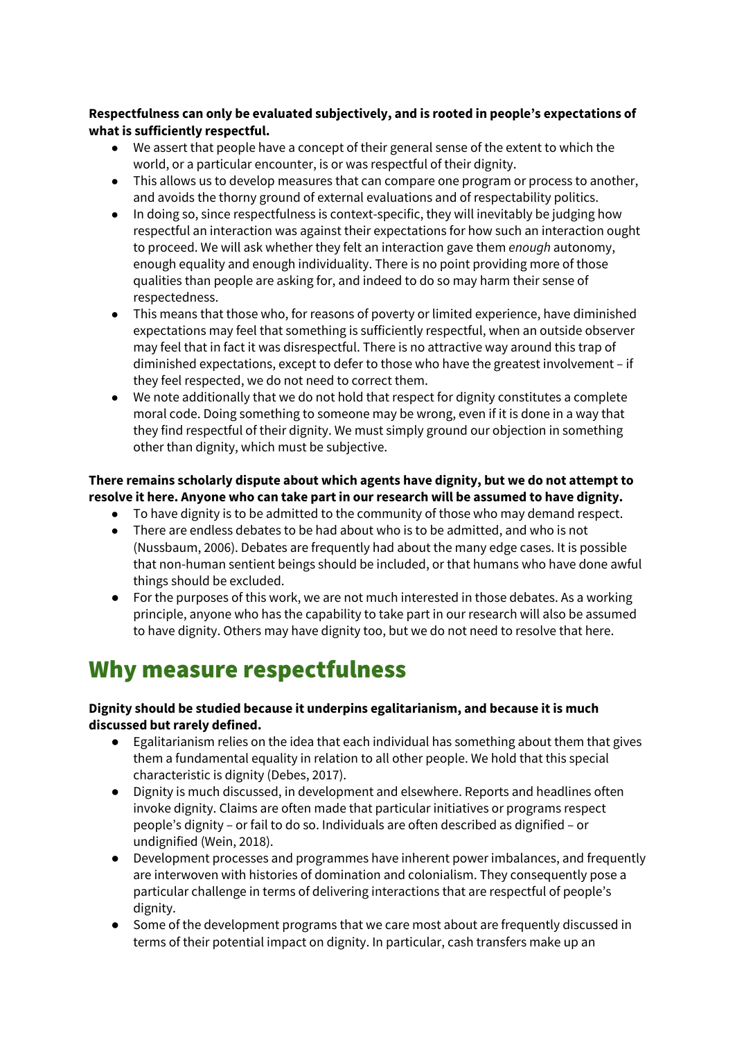**Respectfulness can only be evaluated subjectively, and is rooted in people's expectations of what is sufficiently respectful.**

- We assert that people have a concept of their general sense of the extent to which the world, or a particular encounter, is or was respectful of their dignity.
- This allows us to develop measures that can compare one program or process to another, and avoids the thorny ground of external evaluations and of respectability politics.
- In doing so, since respectfulness is context-specific, they will inevitably be judging how respectful an interaction was against their expectations for how such an interaction ought to proceed. We will ask whether they felt an interaction gave them *enough* autonomy, enough equality and enough individuality. There is no point providing more of those qualities than people are asking for, and indeed to do so may harm their sense of respectedness.
- This means that those who, for reasons of poverty or limited experience, have diminished expectations may feel that something is sufficiently respectful, when an outside observer may feel that in fact it was disrespectful. There is no attractive way around this trap of diminished expectations, except to defer to those who have the greatest involvement – if they feel respected, we do not need to correct them.
- We note additionally that we do not hold that respect for dignity constitutes a complete moral code. Doing something to someone may be wrong, even if it is done in a way that they find respectful of their dignity. We must simply ground our objection in something other than dignity, which must be subjective.

**There remains scholarly dispute about which agents have dignity, but we do not attempt to resolve it here. Anyone who can take part in our research will be assumed to have dignity.**

- To have dignity is to be admitted to the community of those who may demand respect.
- There are endless debates to be had about who is to be admitted, and who is not (Nussbaum, 2006). Debates are frequently had about the many edge cases. It is possible that non-human sentient beings should be included, or that humans who have done awful things should be excluded.
- For the purposes of this work, we are not much interested in those debates. As a working principle, anyone who has the capability to take part in our research will also be assumed to have dignity. Others may have dignity too, but we do not need to resolve that here.

# Why measure respectfulness

**Dignity should be studied because it underpins egalitarianism, and because it is much discussed but rarely defined.**

- Egalitarianism relies on the idea that each individual has something about them that gives them a fundamental equality in relation to all other people. We hold that this special characteristic is dignity (Debes, 2017).
- Dignity is much discussed, in development and elsewhere. Reports and headlines often invoke dignity. Claims are often made that particular initiatives or programs respect people's dignity – or fail to do so. Individuals are often described as dignified – or undignified (Wein, 2018).
- Development processes and programmes have inherent power imbalances, and frequently are interwoven with histories of domination and colonialism. They consequently pose a particular challenge in terms of delivering interactions that are respectful of people's dignity.
- Some of the development programs that we care most about are frequently discussed in terms of their potential impact on dignity. In particular, cash transfers make up an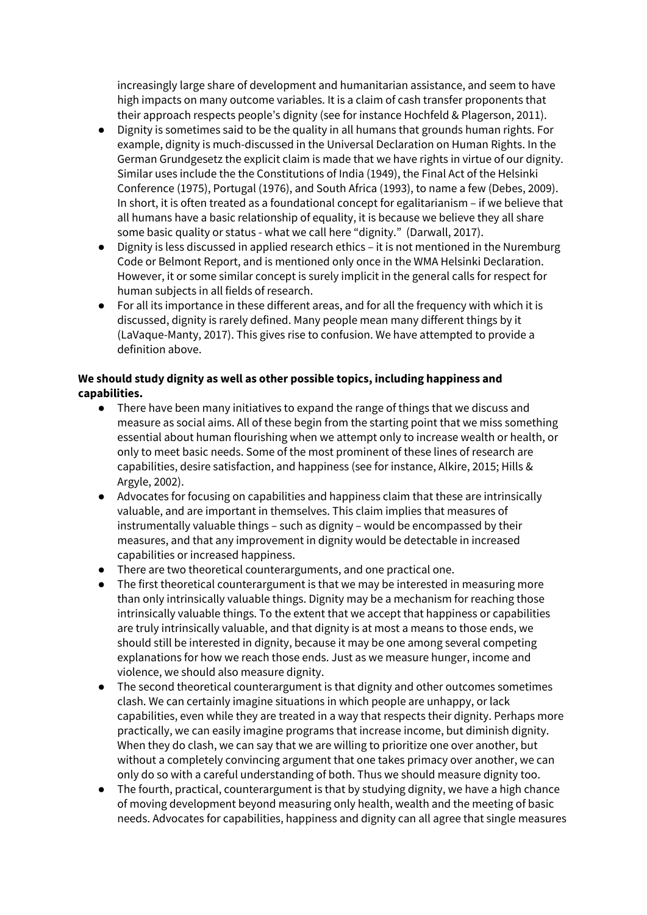increasingly large share of development and humanitarian assistance, and seem to have high impacts on many outcome variables. It is a claim of cash transfer proponents that their approach respects people's dignity (see for instance Hochfeld & Plagerson, 2011).

- Dignity is sometimes said to be the quality in all humans that grounds human rights. For example, dignity is much-discussed in the Universal Declaration on Human Rights. In the German Grundgesetz the explicit claim is made that we have rights in virtue of our dignity. Similar uses include the the Constitutions of India (1949), the Final Act of the Helsinki Conference (1975), Portugal (1976), and South Africa (1993), to name a few (Debes, 2009). In short, it is often treated as a foundational concept for egalitarianism – if we believe that all humans have a basic relationship of equality, it is because we believe they all share some basic quality or status - what we call here "dignity." (Darwall, 2017).
- Dignity is less discussed in applied research ethics – it is not mentioned in the Nuremburg Code or Belmont Report, and is mentioned only once in the WMA Helsinki Declaration. However, it or some similar concept is surely implicit in the general calls for respect for human subjects in all fields of research.
- For all its importance in these different areas, and for all the frequency with which it is discussed, dignity is rarely defined. Many people mean many different things by it (LaVaque-Manty, 2017). This gives rise to confusion. We have attempted to provide a definition above.

**We should study dignity as well as other possible topics, including happiness and capabilities.**

- There have been many initiatives to expand the range of things that we discuss and measure as social aims. All of these begin from the starting point that we miss something essential about human flourishing when we attempt only to increase wealth or health, or only to meet basic needs. Some of the most prominent of these lines of research are capabilities, desire satisfaction, and happiness (see for instance, Alkire, 2015; Hills & Argyle, 2002).
- Advocates for focusing on capabilities and happiness claim that these are intrinsically valuable, and are important in themselves. This claim implies that measures of instrumentally valuable things – such as dignity – would be encompassed by their measures, and that any improvement in dignity would be detectable in increased capabilities or increased happiness.
- There are two theoretical counterarguments, and one practical one.
- The first theoretical counterargument is that we may be interested in measuring more than only intrinsically valuable things. Dignity may be a mechanism for reaching those intrinsically valuable things. To the extent that we accept that happiness or capabilities are truly intrinsically valuable, and that dignity is at most a means to those ends, we should still be interested in dignity, because it may be one among several competing explanations for how we reach those ends. Just as we measure hunger, income and violence, we should also measure dignity.
- The second theoretical counterargument is that dignity and other outcomes sometimes clash. We can certainly imagine situations in which people are unhappy, or lack capabilities, even while they are treated in a way that respects their dignity. Perhaps more practically, we can easily imagine programs that increase income, but diminish dignity. When they do clash, we can say that we are willing to prioritize one over another, but without a completely convincing argument that one takes primacy over another, we can only do so with a careful understanding of both. Thus we should measure dignity too.
- The fourth, practical, counterargument is that by studying dignity, we have a high chance of moving development beyond measuring only health, wealth and the meeting of basic needs. Advocates for capabilities, happiness and dignity can all agree that single measures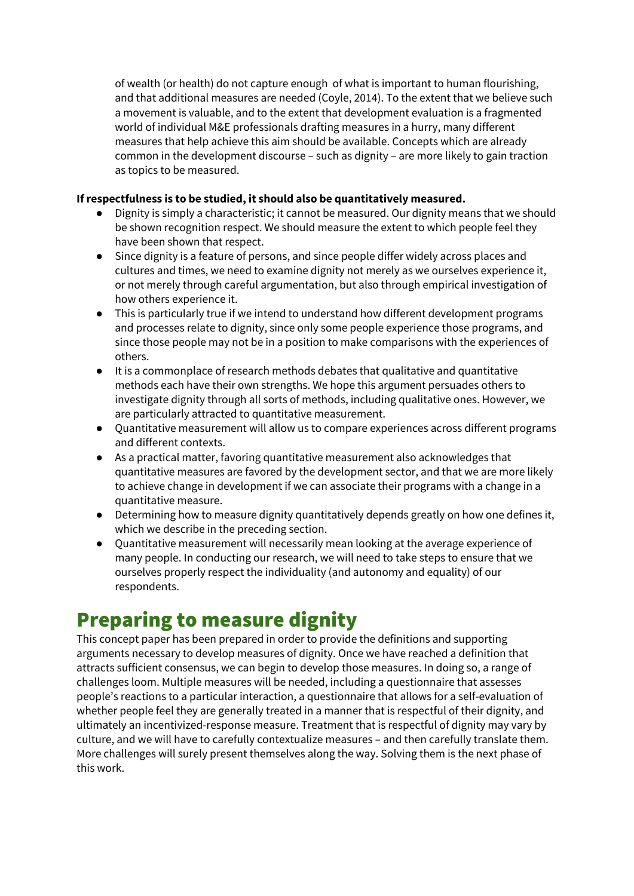of wealth (or health) do not capture enough of what is important to human flourishing, and that additional measures are needed (Coyle, 2014). To the extent that we believe such a movement is valuable, and to the extent that development evaluation is a fragmented world of individual M&E professionals drafting measures in a hurry, many different measures that help achieve this aim should be available. Concepts which are already common in the development discourse – such as dignity – are more likely to gain traction as topics to be measured.

**If respectfulness is to be studied, it should also be quantitatively measured.**

- Dignity is simply a characteristic; it cannot be measured. Our dignity means that we should be shown recognition respect. We should measure the extent to which people feel they have been shown that respect.
- Since dignity is a feature of persons, and since people differ widely across places and cultures and times, we need to examine dignity not merely as we ourselves experience it, or not merely through careful argumentation, but also through empirical investigation of how others experience it.
- This is particularly true if we intend to understand how different development programs and processes relate to dignity, since only some people experience those programs, and since those people may not be in a position to make comparisons with the experiences of others.
- It is a commonplace of research methods debates that qualitative and quantitative methods each have their own strengths. We hope this argument persuades others to investigate dignity through all sorts of methods, including qualitative ones. However, we are particularly attracted to quantitative measurement.
- Quantitative measurement will allow us to compare experiences across different programs and different contexts.
- As a practical matter, favoring quantitative measurement also acknowledges that quantitative measures are favored by the development sector, and that we are more likely to achieve change in development if we can associate their programs with a change in a quantitative measure.
- Determining how to measure dignity quantitatively depends greatly on how one defines it, which we describe in the preceding section.
- Quantitative measurement will necessarily mean looking at the average experience of many people. In conducting our research, we will need to take steps to ensure that we ourselves properly respect the individuality (and autonomy and equality) of our respondents.

# Preparing to measure dignity

This concept paper has been prepared in order to provide the definitions and supporting arguments necessary to develop measures of dignity. Once we have reached a definition that attracts sufficient consensus, we can begin to develop those measures. In doing so, a range of challenges loom. Multiple measures will be needed, including a questionnaire that assesses people's reactions to a particular interaction, a questionnaire that allows for a self-evaluation of whether people feel they are generally treated in a manner that is respectful of their dignity, and ultimately an incentivized-response measure. Treatment that is respectful of dignity may vary by culture, and we will have to carefully contextualize measures – and then carefully translate them. More challenges will surely present themselves along the way. Solving them is the next phase of this work.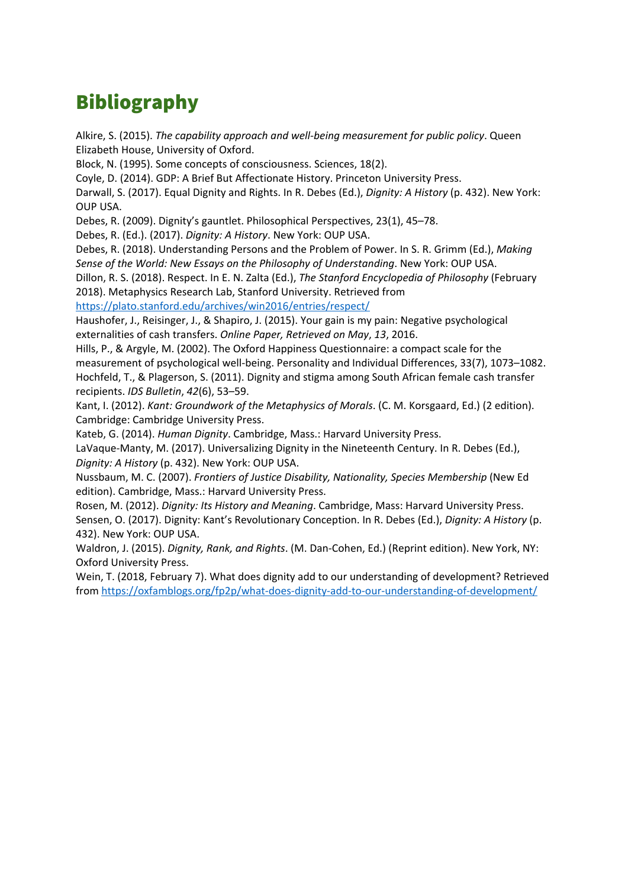# Bibliography

Alkire, S. (2015). *The capability approach and well-being measurement for public policy*. Queen Elizabeth House, University of Oxford.

Block, N. (1995). Some concepts of consciousness. Sciences, 18(2).

Coyle, D. (2014). GDP: A Brief But Affectionate History. Princeton University Press.

Darwall, S. (2017). Equal Dignity and Rights. In R. Debes (Ed.), *Dignity: A History* (p. 432). New York: OUP USA.

Debes, R. (2009). Dignity's gauntlet. Philosophical Perspectives, 23(1), 45–78.

Debes, R. (Ed.). (2017). *Dignity: A History*. New York: OUP USA.

Debes, R. (2018). Understanding Persons and the Problem of Power. In S. R. Grimm (Ed.), *Making Sense of the World: New Essays on the Philosophy of Understanding*. New York: OUP USA.

Dillon, R. S. (2018). Respect. In E. N. Zalta (Ed.), *The Stanford Encyclopedia of Philosophy* (February 2018). Metaphysics Research Lab, Stanford University. Retrieved from https://plato.stanford.edu/archives/win2016/entries/respect/

Haushofer, J., Reisinger, J., & Shapiro, J. (2015). Your gain is my pain: Negative psychological externalities of cash transfers. *Online Paper, Retrieved on May*, *13*, 2016.

Hills, P., & Argyle, M. (2002). The Oxford Happiness Questionnaire: a compact scale for the measurement of psychological well-being. Personality and Individual Differences, 33(7), 1073–1082.

Hochfeld, T., & Plagerson, S. (2011). Dignity and stigma among South African female cash transfer recipients. *IDS Bulletin*, *42*(6), 53–59.

Kant, I. (2012). *Kant: Groundwork of the Metaphysics of Morals*. (C. M. Korsgaard, Ed.) (2 edition). Cambridge: Cambridge University Press.

Kateb, G. (2014). *Human Dignity*. Cambridge, Mass.: Harvard University Press.

LaVaque-Manty, M. (2017). Universalizing Dignity in the Nineteenth Century. In R. Debes (Ed.), *Dignity: A History* (p. 432). New York: OUP USA.

Nussbaum, M. C. (2007). *Frontiers of Justice Disability, Nationality, Species Membership* (New Ed edition). Cambridge, Mass.: Harvard University Press.

Rosen, M. (2012). *Dignity: Its History and Meaning*. Cambridge, Mass: Harvard University Press.

Sensen, O. (2017). Dignity: Kant's Revolutionary Conception. In R. Debes (Ed.), *Dignity: A History* (p. 432). New York: OUP USA.

Waldron, J. (2015). *Dignity, Rank, and Rights*. (M. Dan-Cohen, Ed.) (Reprint edition). New York, NY: Oxford University Press.

Wein, T. (2018, February 7). What does dignity add to our understanding of development? Retrieved from https://oxfamblogs.org/fp2p/what-does-dignity-add-to-our-understanding-of-development/